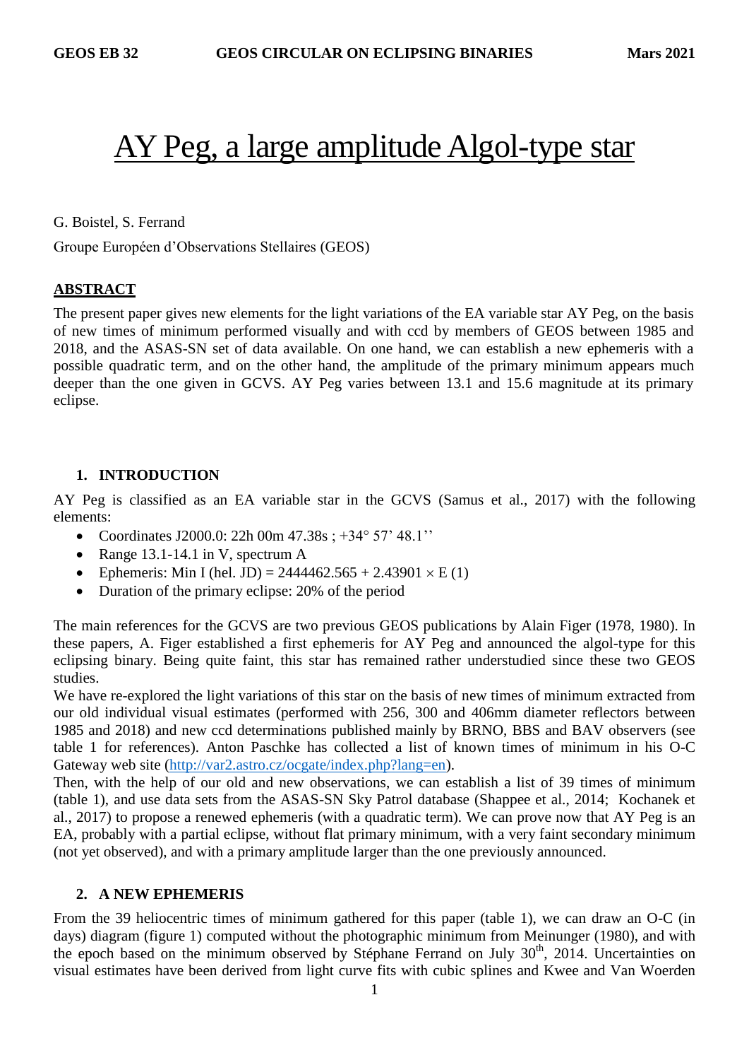# AY Peg, a large amplitude Algol-type star

G. Boistel, S. Ferrand

Groupe Européen d'Observations Stellaires (GEOS)

## ABSTRACT

The present paper gives new elements for the light variations of the EA variable star AY Peg, on the basis of new times of minimum performed visually and with ccd by members of GEOS between 1985 and 2018, and the ASAS-SN set of data available. On one hand, we can establish a new ephemeris with a possible quadratic term, and on the other hand, the amplitude of the primary minimum appears much deeper than the one given in GCVS. AY Peg varies between 13.1 and 15.6 magnitude at its primary eclipse.

## 1. INTRODUCTION

AY Peg is classified as an EA variable star in the GCVS (Samus et al., 2017) with the following elements:

- Coordinates J2000.0: 22h 00m 47.38s ; +34° 57' 48.1''
- Range 13.1-14.1 in V, spectrum A
- Ephemeris: Min I (hel. JD) = 2444462.565 + 2.43901 × E (1)
- Duration of the primary eclipse: 20% of the period

The main references for the GCVS are two previous GEOS publications by Alain Figer (1978, 1980). In these papers, A. Figer established a first ephemeris for AY Peg and announced the algol-type for this eclipsing binary. Being quite faint, this star has remained rather understudied since these two GEOS studies.

We have re-explored the light variations of this star on the basis of new times of minimum extracted from our old individual visual estimates (performed with 256, 300 and 406mm diameter reflectors between 1985 and 2018) and new ccd determinations published mainly by BRNO, BBS and BAV observers (see table 1 for references). Anton Paschke has collected a list of known times of minimum in his O-C Gateway web site (http://var2.astro.cz/ocgate/index.php?lang=en).

Then, with the help of our old and new observations, we can establish a list of 39 times of minimum (table 1), and use data sets from the ASAS-SN Sky Patrol database (Shappee et al., 2014; Kochanek et al., 2017) to propose a renewed ephemeris (with a quadratic term). We can prove now that AY Peg is an EA, probably with a partial eclipse, without flat primary minimum, with a very faint secondary minimum (not yet observed), and with a primary amplitude larger than the one previously announced.

## 2. A NEW EPHEMERIS

From the 39 heliocentric times of minimum gathered for this paper (table 1), we can draw an O-C (in days) diagram (figure 1) computed without the photographic minimum from Meinunger (1980), and with the epoch based on the minimum observed by Stéphane Ferrand on July 30th, 2014. Uncertainties on visual estimates have been derived from light curve fits with cubic splines and Kwee and Van Woerden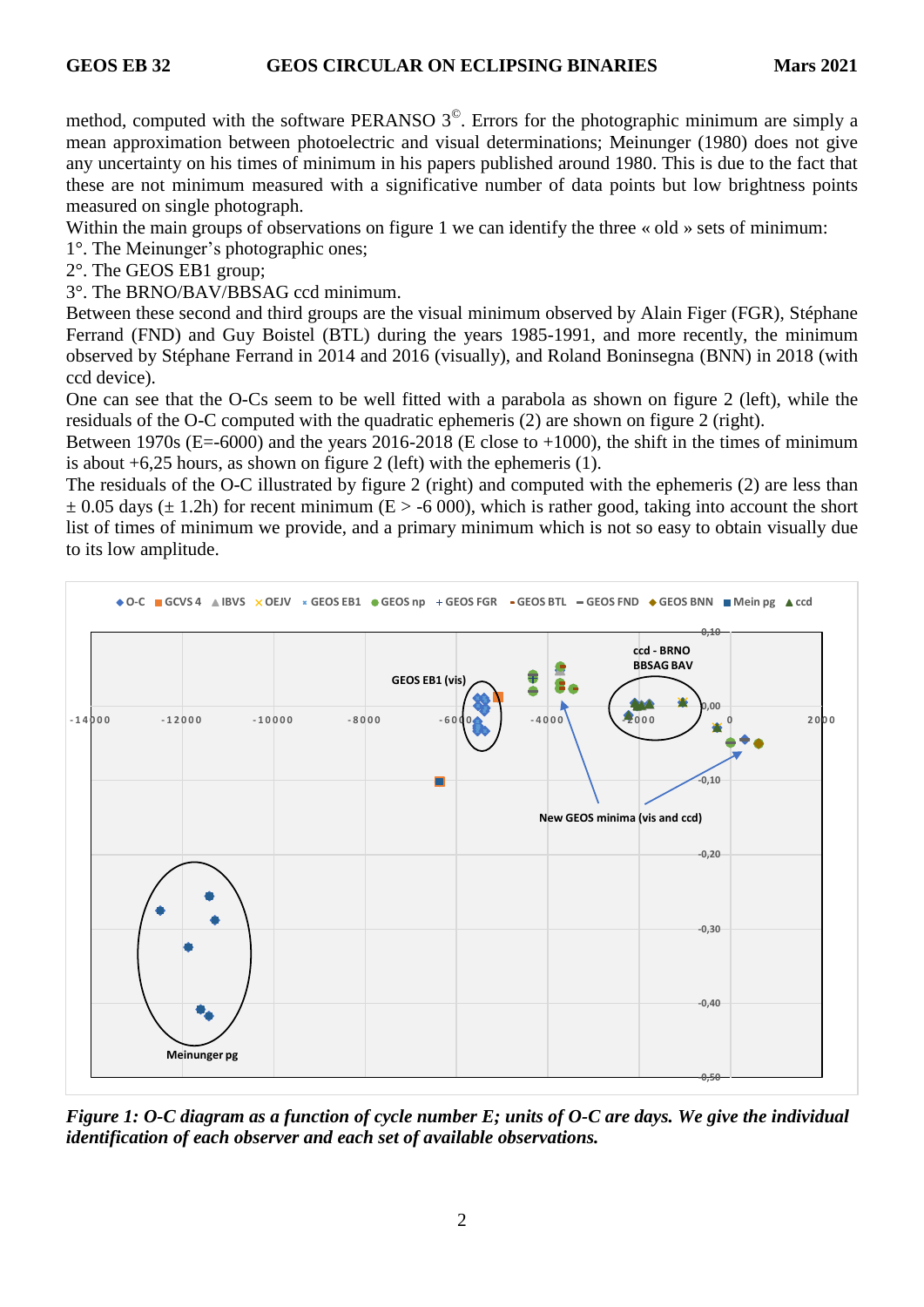method, computed with the software PERANSO 3©. Errors for the photographic minimum are simply a mean approximation between photoelectric and visual determinations; Meinunger (1980) does not give any uncertainty on his times of minimum in his papers published around 1980. This is due to the fact that these are not minimum measured with a significative number of data points but low brightness points measured on single photograph.

Within the main groups of observations on figure 1 we can identify the three « old » sets of minimum:

1°. The Meinunger's photographic ones;

2°. The GEOS EB1 group;

3°. The BRNO/BAV/BBSAG ccd minimum.

Between these second and third groups are the visual minimum observed by Alain Figer (FGR), Stéphane Ferrand (FND) and Guy Boistel (BTL) during the years 1985-1991, and more recently, the minimum observed by Stéphane Ferrand in 2014 and 2016 (visually), and Roland Boninsegna (BNN) in 2018 (with ccd device).

One can see that the O-Cs seem to be well fitted with a parabola as shown on figure 2 (left), while the residuals of the O-C computed with the quadratic ephemeris (2) are shown on figure 2 (right).

Between 1970s (E=-6000) and the years 2016-2018 (E close to +1000), the shift in the times of minimum is about +6,25 hours, as shown on figure 2 (left) with the ephemeris (1).

The residuals of the O-C illustrated by figure 2 (right) and computed with the ephemeris (2) are less than ± 0.05 days (± 1.2h) for recent minimum (E > -6 000), which is rather good, taking into account the short list of times of minimum we provide, and a primary minimum which is not so easy to obtain visually due to its low amplitude.

*Figure 1: O-C diagram as a function of cycle number E; units of O-C are days. We give the individual identification of each observer and each set of available observations.*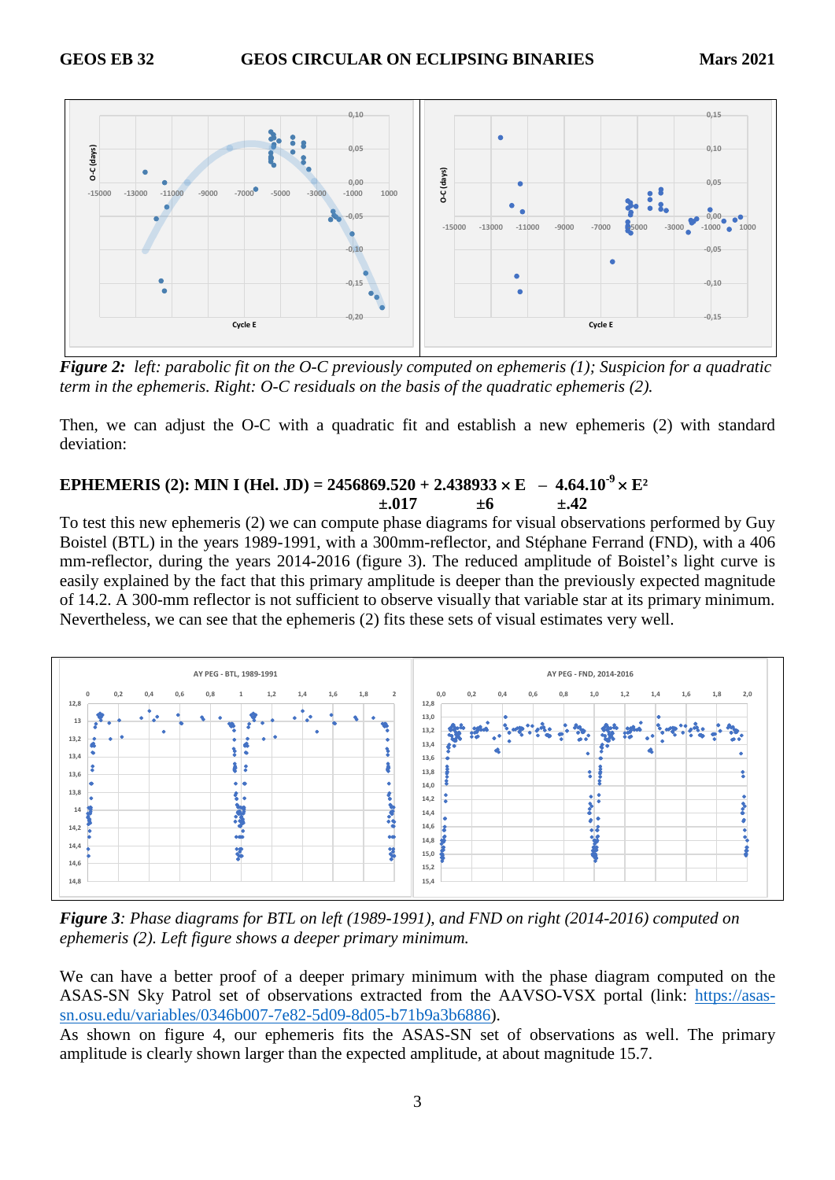*Figure 2: left: parabolic fit on the O-C previously computed on ephemeris (1); Suspicion for a quadratic term in the ephemeris. Right: O-C residuals on the basis of the quadratic ephemeris (2).*

Then, we can adjust the O-C with a quadratic fit and establish a new ephemeris (2) with standard deviation:

**EPHEMERIS (2): MIN I (Hel. JD) = 2456869.520 + 2.438933 × E – 4.64.10$^{-9}$ × E$^2$**
**±.017 ±6 ±.42**

To test this new ephemeris (2) we can compute phase diagrams for visual observations performed by Guy Boistel (BTL) in the years 1989-1991, with a 300mm-reflector, and Stéphane Ferrand (FND), with a 406 mm-reflector, during the years 2014-2016 (figure 3). The reduced amplitude of Boistel's light curve is easily explained by the fact that this primary amplitude is deeper than the previously expected magnitude of 14.2. A 300-mm reflector is not sufficient to observe visually that variable star at its primary minimum. Nevertheless, we can see that the ephemeris (2) fits these sets of visual estimates very well.

***Figure 3**: Phase diagrams for BTL on left (1989-1991), and FND on right (2014-2016) computed on ephemeris (2). Left figure shows a deeper primary minimum.*

We can have a better proof of a deeper primary minimum with the phase diagram computed on the ASAS-SN Sky Patrol set of observations extracted from the AAVSO-VSX portal (link: https://asas-sn.osu.edu/variables/0346b007-7e82-5d09-8d05-b71b9a3b6886).

As shown on figure 4, our ephemeris fits the ASAS-SN set of observations as well. The primary amplitude is clearly shown larger than the expected amplitude, at about magnitude 15.7.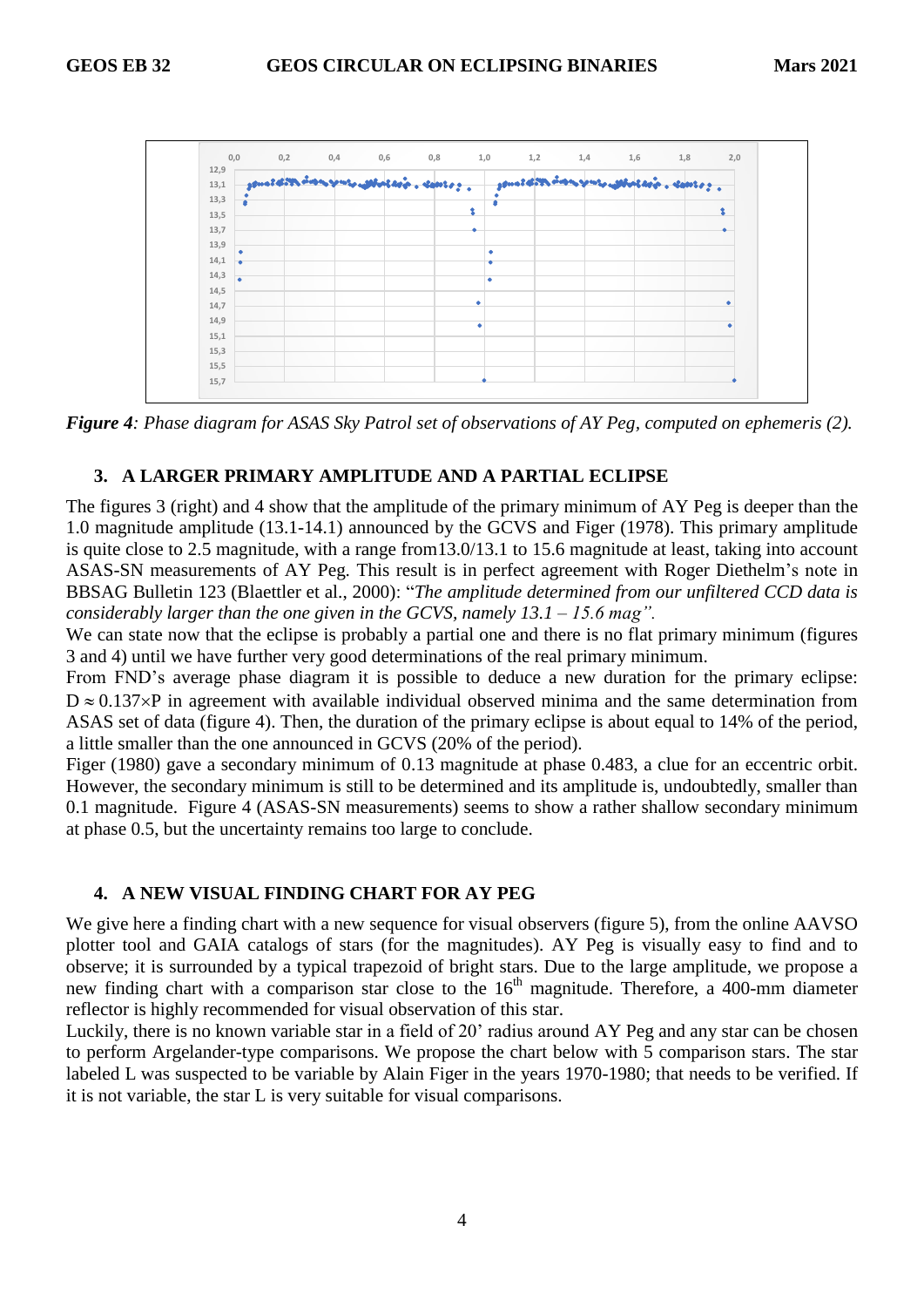*Figure 4: Phase diagram for ASAS Sky Patrol set of observations of AY Peg, computed on ephemeris (2).*

## 3. A LARGER PRIMARY AMPLITUDE AND A PARTIAL ECLIPSE

The figures 3 (right) and 4 show that the amplitude of the primary minimum of AY Peg is deeper than the 1.0 magnitude amplitude (13.1-14.1) announced by the GCVS and Figer (1978). This primary amplitude is quite close to 2.5 magnitude, with a range from13.0/13.1 to 15.6 magnitude at least, taking into account ASAS-SN measurements of AY Peg. This result is in perfect agreement with Roger Diethelm's note in BBSAG Bulletin 123 (Blaettler et al., 2000): "*The amplitude determined from our unfiltered CCD data is considerably larger than the one given in the GCVS, namely 13.1 – 15.6 mag*".

We can state now that the eclipse is probably a partial one and there is no flat primary minimum (figures 3 and 4) until we have further very good determinations of the real primary minimum.

From FND's average phase diagram it is possible to deduce a new duration for the primary eclipse: $D \approx 0.137 \times P$ in agreement with available individual observed minima and the same determination from ASAS set of data (figure 4). Then, the duration of the primary eclipse is about equal to 14% of the period, a little smaller than the one announced in GCVS (20% of the period).

Figer (1980) gave a secondary minimum of 0.13 magnitude at phase 0.483, a clue for an eccentric orbit. However, the secondary minimum is still to be determined and its amplitude is, undoubtedly, smaller than 0.1 magnitude. Figure 4 (ASAS-SN measurements) seems to show a rather shallow secondary minimum at phase 0.5, but the uncertainty remains too large to conclude.

## 4. A NEW VISUAL FINDING CHART FOR AY PEG

We give here a finding chart with a new sequence for visual observers (figure 5), from the online AAVSO plotter tool and GAIA catalogs of stars (for the magnitudes). AY Peg is visually easy to find and to observe; it is surrounded by a typical trapezoid of bright stars. Due to the large amplitude, we propose a new finding chart with a comparison star close to the 16$^{th}$ magnitude. Therefore, a 400-mm diameter reflector is highly recommended for visual observation of this star.

Luckily, there is no known variable star in a field of 20' radius around AY Peg and any star can be chosen to perform Argelander-type comparisons. We propose the chart below with 5 comparison stars. The star labeled L was suspected to be variable by Alain Figer in the years 1970-1980; that needs to be verified. If it is not variable, the star L is very suitable for visual comparisons.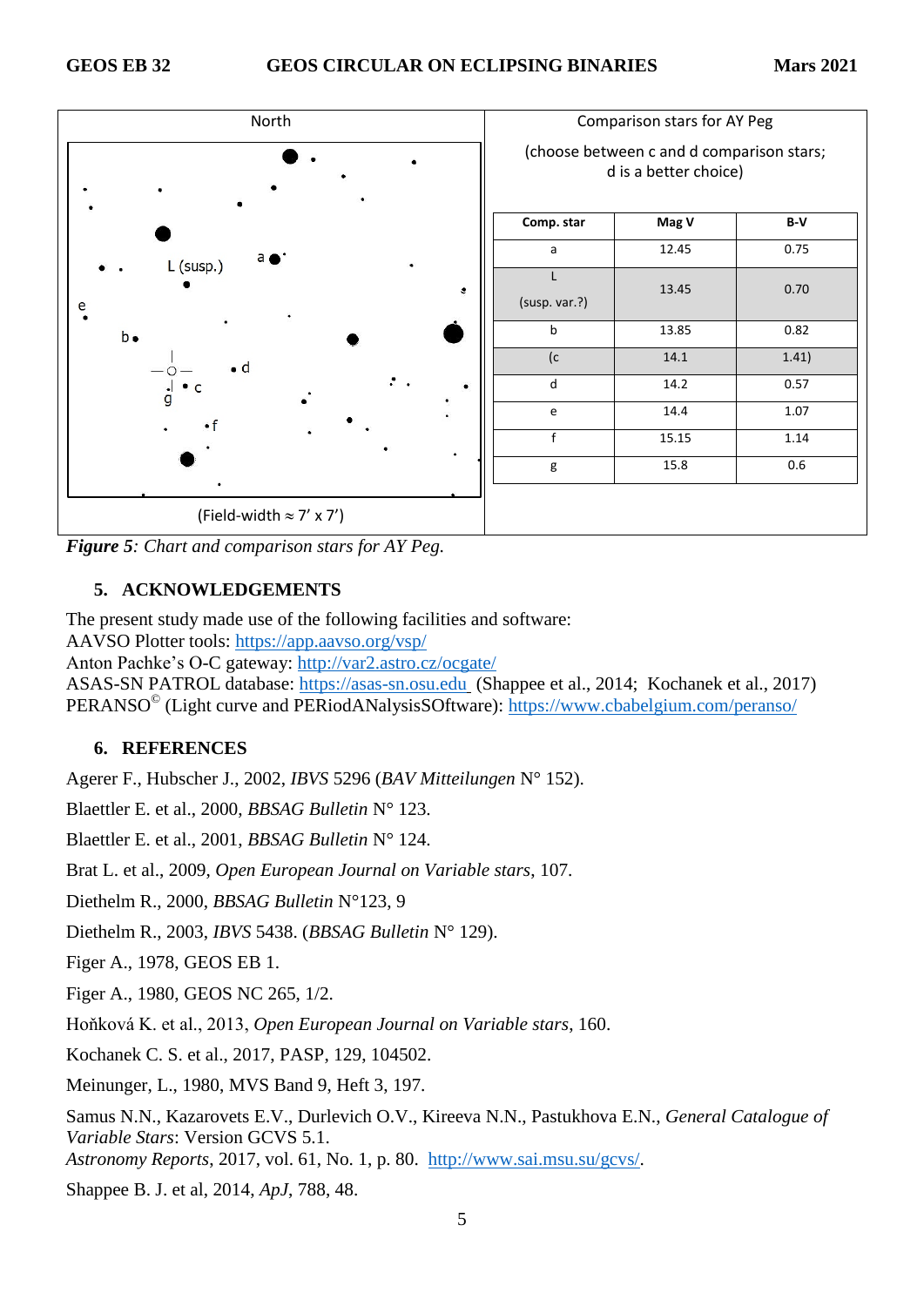| North | Comparison stars for AY Peg |
|---|---|

(Field-width ≈ 7′ x 7′)

Comparison stars for AY Peg

(choose between c and d comparison stars; d is a better choice)

| Comp. star | Mag V | B-V |
|---|---|---|
| a | 12.45 | 0.75 |
| L (susp. var.?) | 13.45 | 0.70 |
| b | 13.85 | 0.82 |
| (c | 14.1 | 1.41) |
| d | 14.2 | 0.57 |
| e | 14.4 | 1.07 |
| f | 15.15 | 1.14 |
| g | 15.8 | 0.6 |

***Figure 5**: Chart and comparison stars for AY Peg.*

## 5. ACKNOWLEDGEMENTS

The present study made use of the following facilities and software:
AAVSO Plotter tools: https://app.aavso.org/vsp/
Anton Pachke's O-C gateway: http://var2.astro.cz/ocgate/
ASAS-SN PATROL database: https://asas-sn.osu.edu (Shappee et al., 2014; Kochanek et al., 2017)
PERANSO© (Light curve and PERiodANalysisSOftware): https://www.cbabelgium.com/peranso/

## 6. REFERENCES

Agerer F., Hubscher J., 2002, *IBVS* 5296 (*BAV Mitteilungen* N° 152).

Blaettler E. et al., 2000, *BBSAG Bulletin* N° 123.

Blaettler E. et al., 2001, *BBSAG Bulletin* N° 124.

Brat L. et al., 2009, *Open European Journal on Variable stars*, 107.

Diethelm R., 2000, *BBSAG Bulletin* N°123, 9

Diethelm R., 2003, *IBVS* 5438. (*BBSAG Bulletin* N° 129).

Figer A., 1978, GEOS EB 1.

Figer A., 1980, GEOS NC 265, 1/2.

Hoňková K. et al., 2013, *Open European Journal on Variable stars*, 160.

Kochanek C. S. et al., 2017, PASP, 129, 104502.

Meinunger, L., 1980, MVS Band 9, Heft 3, 197.

Samus N.N., Kazarovets E.V., Durlevich O.V., Kireeva N.N., Pastukhova E.N., *General Catalogue of Variable Stars*: Version GCVS 5.1.
*Astronomy Reports*, 2017, vol. 61, No. 1, p. 80. http://www.sai.msu.su/gcvs/.

Shappee B. J. et al, 2014, *ApJ*, 788, 48.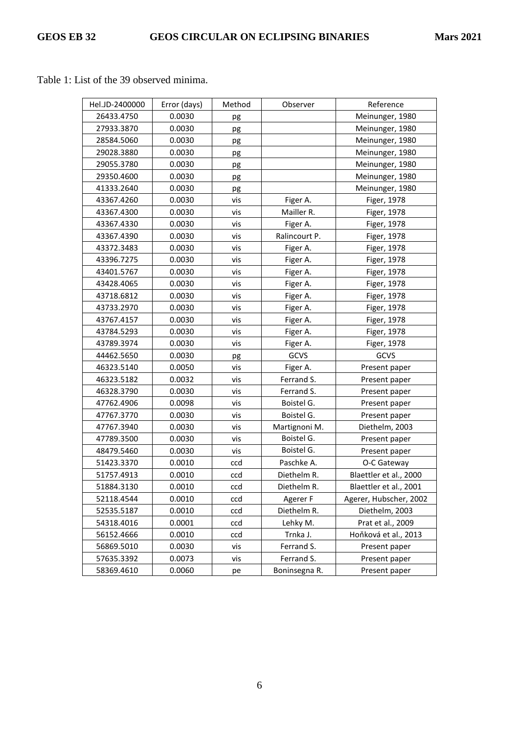Table 1: List of the 39 observed minima.

| Hel.JD-2400000 | Error (days) | Method | Observer | Reference |
|---|---|---|---|---|
| 26433.4750 | 0.0030 | pg | | Meinunger, 1980 |
| 27933.3870 | 0.0030 | pg | | Meinunger, 1980 |
| 28584.5060 | 0.0030 | pg | | Meinunger, 1980 |
| 29028.3880 | 0.0030 | pg | | Meinunger, 1980 |
| 29055.3780 | 0.0030 | pg | | Meinunger, 1980 |
| 29350.4600 | 0.0030 | pg | | Meinunger, 1980 |
| 41333.2640 | 0.0030 | pg | | Meinunger, 1980 |
| 43367.4260 | 0.0030 | vis | Figer A. | Figer, 1978 |
| 43367.4300 | 0.0030 | vis | Mailler R. | Figer, 1978 |
| 43367.4330 | 0.0030 | vis | Figer A. | Figer, 1978 |
| 43367.4390 | 0.0030 | vis | Ralincourt P. | Figer, 1978 |
| 43372.3483 | 0.0030 | vis | Figer A. | Figer, 1978 |
| 43396.7275 | 0.0030 | vis | Figer A. | Figer, 1978 |
| 43401.5767 | 0.0030 | vis | Figer A. | Figer, 1978 |
| 43428.4065 | 0.0030 | vis | Figer A. | Figer, 1978 |
| 43718.6812 | 0.0030 | vis | Figer A. | Figer, 1978 |
| 43733.2970 | 0.0030 | vis | Figer A. | Figer, 1978 |
| 43767.4157 | 0.0030 | vis | Figer A. | Figer, 1978 |
| 43784.5293 | 0.0030 | vis | Figer A. | Figer, 1978 |
| 43789.3974 | 0.0030 | vis | Figer A. | Figer, 1978 |
| 44462.5650 | 0.0030 | pg | GCVS | GCVS |
| 46323.5140 | 0.0050 | vis | Figer A. | Present paper |
| 46323.5182 | 0.0032 | vis | Ferrand S. | Present paper |
| 46328.3790 | 0.0030 | vis | Ferrand S. | Present paper |
| 47762.4906 | 0.0098 | vis | Boistel G. | Present paper |
| 47767.3770 | 0.0030 | vis | Boistel G. | Present paper |
| 47767.3940 | 0.0030 | vis | Martignoni M. | Diethelm, 2003 |
| 47789.3500 | 0.0030 | vis | Boistel G. | Present paper |
| 48479.5460 | 0.0030 | vis | Boistel G. | Present paper |
| 51423.3370 | 0.0010 | ccd | Paschke A. | O-C Gateway |
| 51757.4913 | 0.0010 | ccd | Diethelm R. | Blaettler et al., 2000 |
| 51884.3130 | 0.0010 | ccd | Diethelm R. | Blaettler et al., 2001 |
| 52118.4544 | 0.0010 | ccd | Agerer F | Agerer, Hubscher, 2002 |
| 52535.5187 | 0.0010 | ccd | Diethelm R. | Diethelm, 2003 |
| 54318.4016 | 0.0001 | ccd | Lehky M. | Prat et al., 2009 |
| 56152.4666 | 0.0010 | ccd | Trnka J. | Hoňková et al., 2013 |
| 56869.5010 | 0.0030 | vis | Ferrand S. | Present paper |
| 57635.3392 | 0.0073 | vis | Ferrand S. | Present paper |
| 58369.4610 | 0.0060 | pe | Boninsegna R. | Present paper |